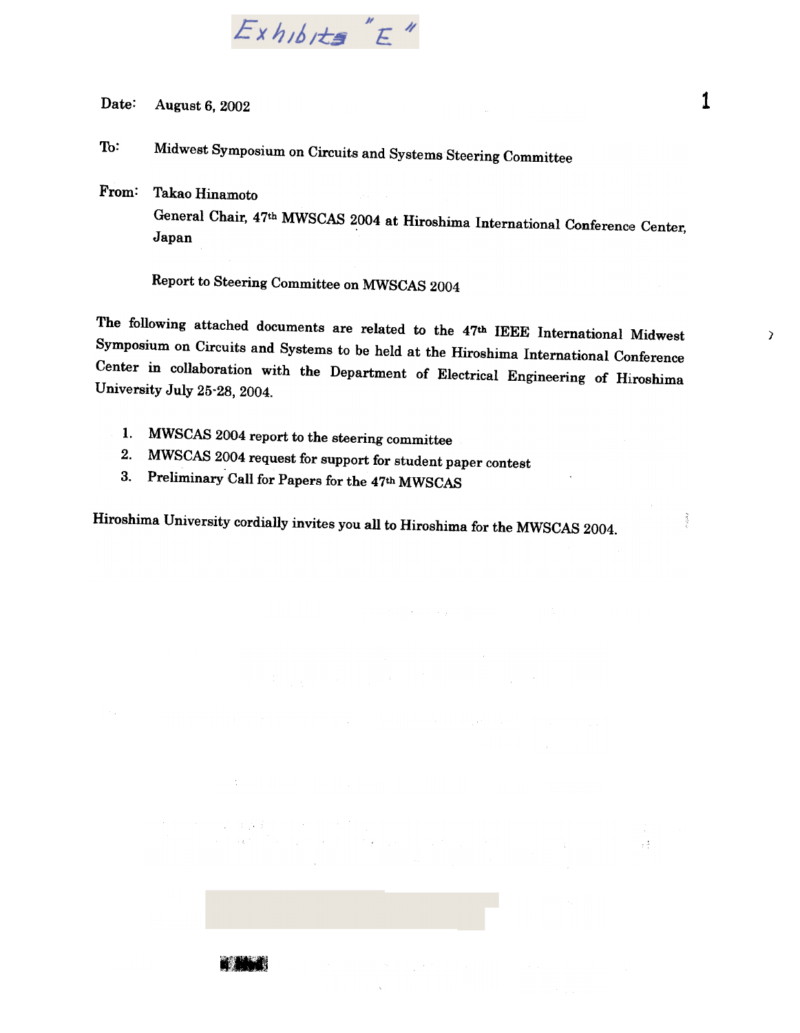Exhibits "E"

Date: August 6, 2002

To: Midwest Symposium on Circuits and Systems Steering Committee

From: Takao Hinamoto
General Chair, 47th MWSCAS 2004 at Hiroshima International Conference Center, Japan

Report to Steering Committee on MWSCAS 2004

The following attached documents are related to the 47th IEEE International Midwest Symposium on Circuits and Systems to be held at the Hiroshima International Conference Center in collaboration with the Department of Electrical Engineering of Hiroshima University July 25-28, 2004.

1. MWSCAS 2004 report to the steering committee
2. MWSCAS 2004 request for support for student paper contest
3. Preliminary Call for Papers for the 47th MWSCAS

Hiroshima University cordially invites you all to Hiroshima for the MWSCAS 2004.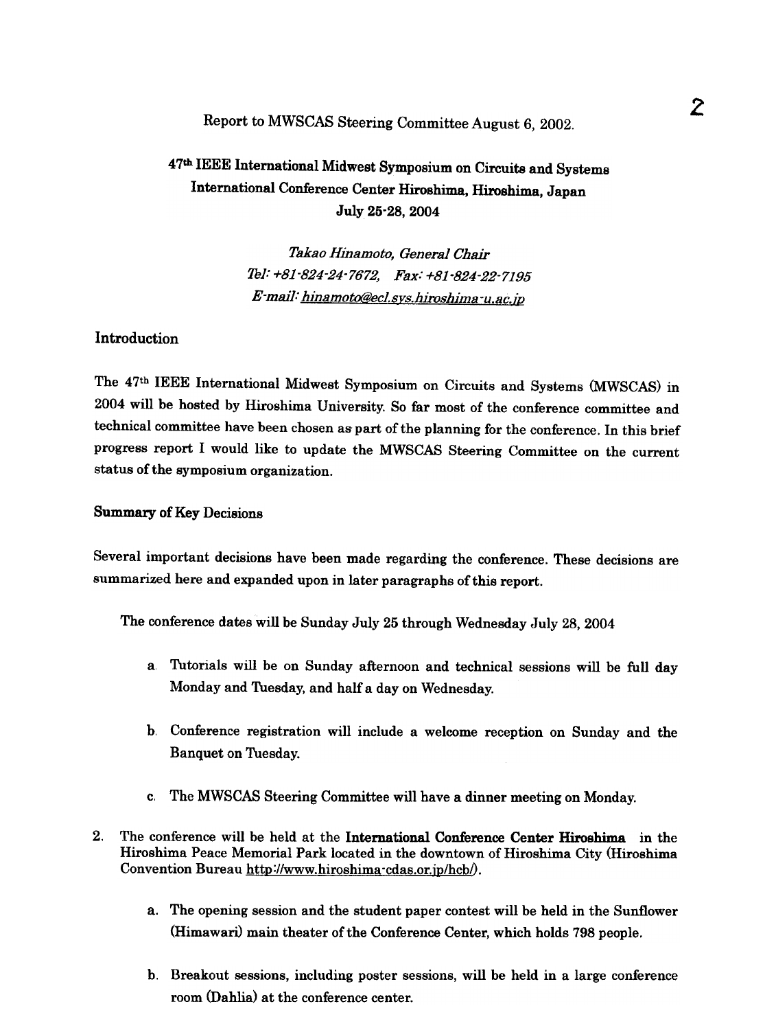Report to MWSCAS Steering Committee August 6, 2002.

# 47th IEEE International Midwest Symposium on Circuits and Systems International Conference Center Hiroshima, Hiroshima, Japan July 25-28, 2004

*Takao Hinamoto, General Chair*
*Tel: +81-824-24-7672, Fax: +81-824-22-7195*
*E-mail: hinamoto@ecl.sys.hiroshima-u.ac.jp*

## Introduction

The 47th IEEE International Midwest Symposium on Circuits and Systems (MWSCAS) in 2004 will be hosted by Hiroshima University. So far most of the conference committee and technical committee have been chosen as part of the planning for the conference. In this brief progress report I would like to update the MWSCAS Steering Committee on the current status of the symposium organization.

## Summary of Key Decisions

Several important decisions have been made regarding the conference. These decisions are summarized here and expanded upon in later paragraphs of this report.

The conference dates will be Sunday July 25 through Wednesday July 28, 2004

a. Tutorials will be on Sunday afternoon and technical sessions will be full day Monday and Tuesday, and half a day on Wednesday.

b. Conference registration will include a welcome reception on Sunday and the Banquet on Tuesday.

c. The MWSCAS Steering Committee will have a dinner meeting on Monday.

2. The conference will be held at the **International Conference Center Hiroshima** in the Hiroshima Peace Memorial Park located in the downtown of Hiroshima City (Hiroshima Convention Bureau http://www.hiroshima-cdas.or.jp/hcb/).

   a. The opening session and the student paper contest will be held in the Sunflower (Himawari) main theater of the Conference Center, which holds 798 people.

   b. Breakout sessions, including poster sessions, will be held in a large conference room (Dahlia) at the conference center.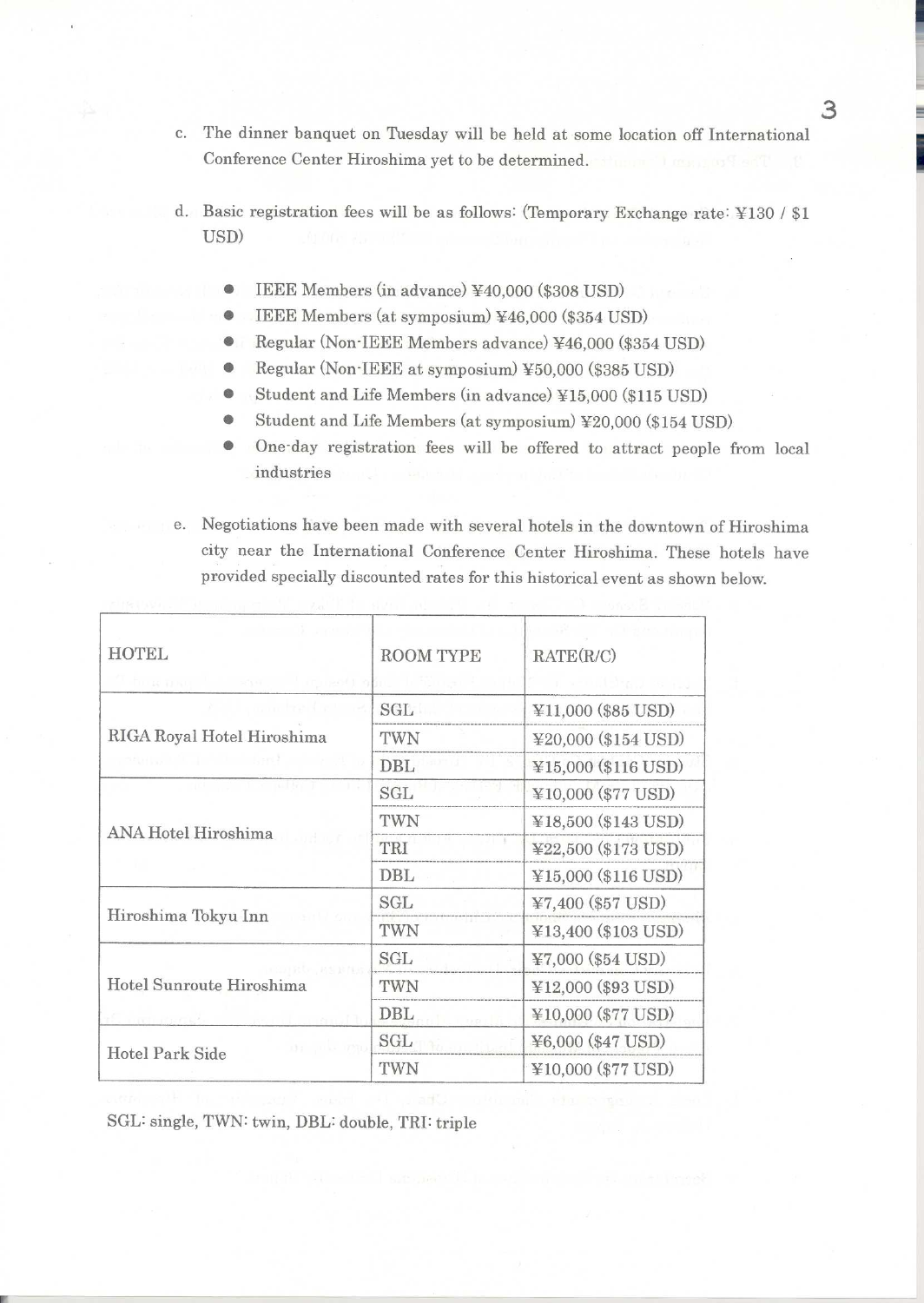c. The dinner banquet on Tuesday will be held at some location off International Conference Center Hiroshima yet to be determined.

d. Basic registration fees will be as follows: (Temporary Exchange rate: ¥130 / $1 USD)

- IEEE Members (in advance) ¥40,000 ($308 USD)
- IEEE Members (at symposium) ¥46,000 ($354 USD)
- Regular (Non-IEEE Members advance) ¥46,000 ($354 USD)
- Regular (Non-IEEE at symposium) ¥50,000 ($385 USD)
- Student and Life Members (in advance) ¥15,000 ($115 USD)
- Student and Life Members (at symposium) ¥20,000 ($154 USD)
- One-day registration fees will be offered to attract people from local industries

e. Negotiations have been made with several hotels in the downtown of Hiroshima city near the International Conference Center Hiroshima. These hotels have provided specially discounted rates for this historical event as shown below.

| HOTEL | ROOM TYPE | RATE(R/C) |
|---|---|---|
| RIGA Royal Hotel Hiroshima | SGL | ¥11,000 ($85 USD) |
| | TWN | ¥20,000 ($154 USD) |
| | DBL | ¥15,000 ($116 USD) |
| ANA Hotel Hiroshima | SGL | ¥10,000 ($77 USD) |
| | TWN | ¥18,500 ($143 USD) |
| | TRI | ¥22,500 ($173 USD) |
| | DBL | ¥15,000 ($116 USD) |
| Hiroshima Tokyu Inn | SGL | ¥7,400 ($57 USD) |
| | TWN | ¥13,400 ($103 USD) |
| Hotel Sunroute Hiroshima | SGL | ¥7,000 ($54 USD) |
| | TWN | ¥12,000 ($93 USD) |
| | DBL | ¥10,000 ($77 USD) |
| Hotel Park Side | SGL | ¥6,000 ($47 USD) |
| | TWN | ¥10,000 ($77 USD) |

SGL: single, TWN: twin, DBL: double, TRI: triple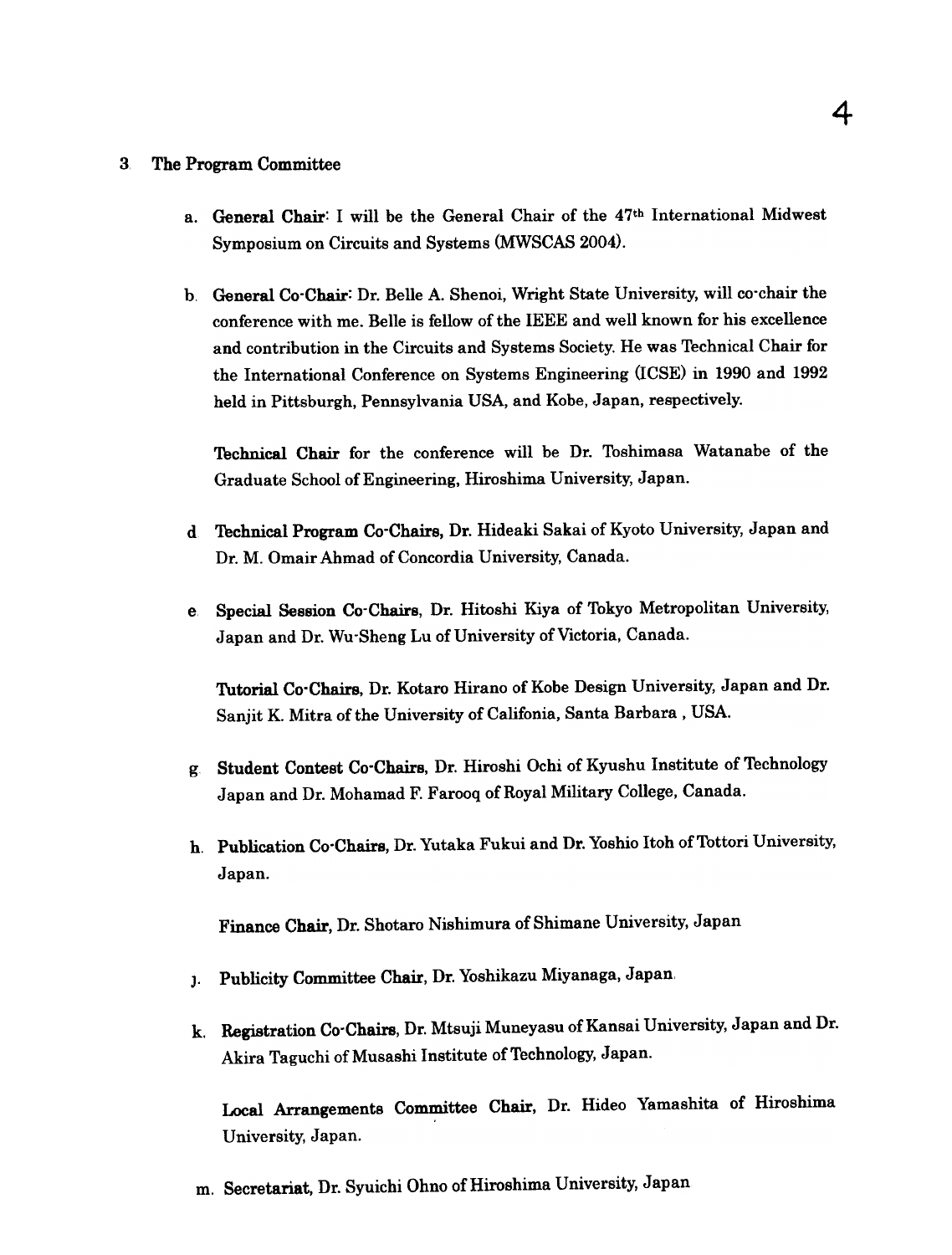## 3 The Program Committee

a. **General Chair**: I will be the General Chair of the 47th International Midwest Symposium on Circuits and Systems (MWSCAS 2004).

b. **General Co-Chair**: Dr. Belle A. Shenoi, Wright State University, will co-chair the conference with me. Belle is fellow of the IEEE and well known for his excellence and contribution in the Circuits and Systems Society. He was Technical Chair for the International Conference on Systems Engineering (ICSE) in 1990 and 1992 held in Pittsburgh, Pennsylvania USA, and Kobe, Japan, respectively.

**Technical Chair** for the conference will be Dr. Toshimasa Watanabe of the Graduate School of Engineering, Hiroshima University, Japan.

d **Technical Program Co-Chairs,** Dr. Hideaki Sakai of Kyoto University, Japan and Dr. M. Omair Ahmad of Concordia University, Canada.

e **Special Session Co-Chairs,** Dr. Hitoshi Kiya of Tokyo Metropolitan University, Japan and Dr. Wu-Sheng Lu of University of Victoria, Canada.

**Tutorial Co-Chairs,** Dr. Kotaro Hirano of Kobe Design University, Japan and Dr. Sanjit K. Mitra of the University of Califonia, Santa Barbara , USA.

g **Student Contest Co-Chairs,** Dr. Hiroshi Ochi of Kyushu Institute of Technology Japan and Dr. Mohamad F. Farooq of Royal Military College, Canada.

h. **Publication Co-Chairs,** Dr. Yutaka Fukui and Dr. Yoshio Itoh of Tottori University, Japan.

**Finance Chair,** Dr. Shotaro Nishimura of Shimane University, Japan

j. **Publicity Committee Chair,** Dr. Yoshikazu Miyanaga, Japan.

k. **Registration Co-Chairs,** Dr. Mtsuji Muneyasu of Kansai University, Japan and Dr. Akira Taguchi of Musashi Institute of Technology, Japan.

**Local Arrangements Committee Chair,** Dr. Hideo Yamashita of Hiroshima University, Japan.

m. **Secretariat,** Dr. Syuichi Ohno of Hiroshima University, Japan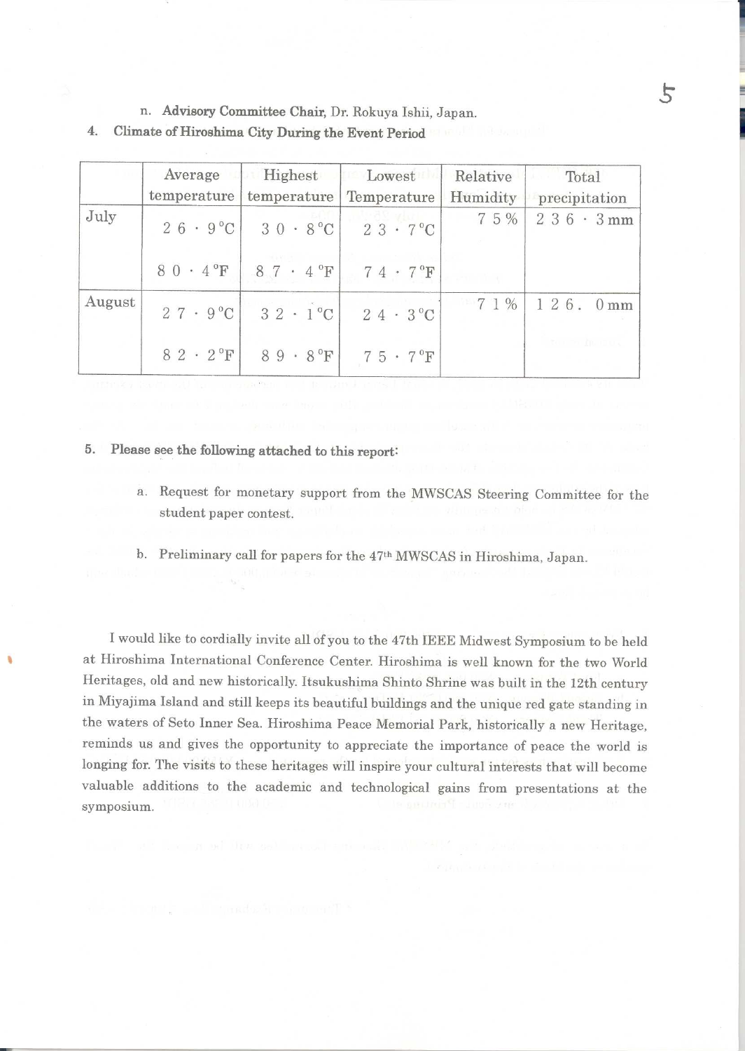n. **Advisory Committee Chair,** Dr. Rokuya Ishii, Japan.

**4. Climate of Hiroshima City During the Event Period**

| | Average temperature | Highest temperature | Lowest Temperature | Relative Humidity | Total precipitation |
|---|---|---|---|---|---|
| July | 26·9°C | 30·8°C | 23·7°C | 75% | 236·3mm |
| | 80·4°F | 87·4°F | 74·7°F | | |
| August | 27·9°C | 32·1°C | 24·3°C | 71% | 126.0mm |
| | 82·2°F | 89·8°F | 75·7°F | | |

**5. Please see the following attached to this report:**

a. Request for monetary support from the MWSCAS Steering Committee for the student paper contest.

b. Preliminary call for papers for the 47th MWSCAS in Hiroshima, Japan.

I would like to cordially invite all of you to the 47th IEEE Midwest Symposium to be held at Hiroshima International Conference Center. Hiroshima is well known for the two World Heritages, old and new historically. Itsukushima Shinto Shrine was built in the 12th century in Miyajima Island and still keeps its beautiful buildings and the unique red gate standing in the waters of Seto Inner Sea. Hiroshima Peace Memorial Park, historically a new Heritage, reminds us and gives the opportunity to appreciate the importance of peace the world is longing for. The visits to these heritages will inspire your cultural interests that will become valuable additions to the academic and technological gains from presentations at the symposium.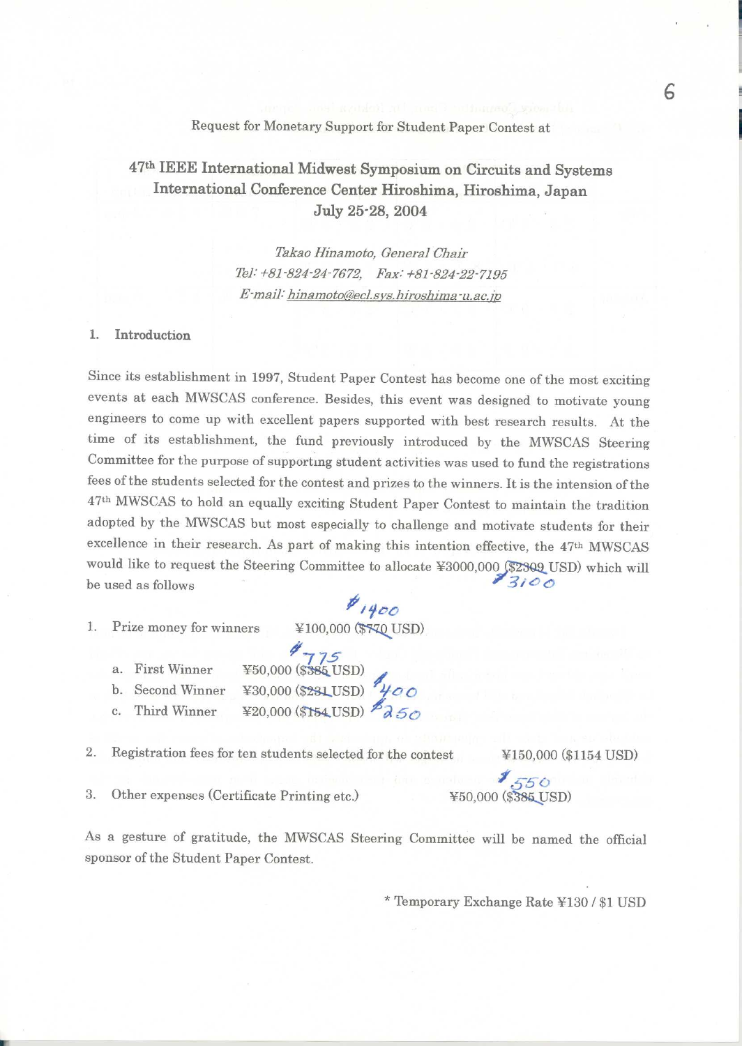Request for Monetary Support for Student Paper Contest at

# 47th IEEE International Midwest Symposium on Circuits and Systems
# International Conference Center Hiroshima, Hiroshima, Japan
# July 25-28, 2004

*Takao Hinamoto, General Chair*
*Tel: +81-824-24-7672, Fax: +81-824-22-7195*
*E-mail: hinamoto@ecl.sys.hiroshima-u.ac.jp*

## 1. Introduction

Since its establishment in 1997, Student Paper Contest has become one of the most exciting events at each MWSCAS conference. Besides, this event was designed to motivate young engineers to come up with excellent papers supported with best research results. At the time of its establishment, the fund previously introduced by the MWSCAS Steering Committee for the purpose of supporting student activities was used to fund the registrations fees of the students selected for the contest and prizes to the winners. It is the intension of the 47th MWSCAS to hold an equally exciting Student Paper Contest to maintain the tradition adopted by the MWSCAS but most especially to challenge and motivate students for their excellence in their research. As part of making this intention effective, the 47th MWSCAS would like to request the Steering Committee to allocate ¥3000,000 (~~$2309~~ $3100 USD) which will be used as follows

1. Prize money for winners ¥100,000 (~~$770~~ $1400 USD)
   a. First Winner ¥50,000 (~~$385~~ $775 USD)
   b. Second Winner ¥30,000 (~~$231~~ $400 USD)
   c. Third Winner ¥20,000 (~~$154~~ $250 USD)
2. Registration fees for ten students selected for the contest ¥150,000 ($1154 USD)
3. Other expenses (Certificate Printing etc.) ¥50,000 (~~$385~~ $550 USD)

As a gesture of gratitude, the MWSCAS Steering Committee will be named the official sponsor of the Student Paper Contest.

\* Temporary Exchange Rate ¥130 / $1 USD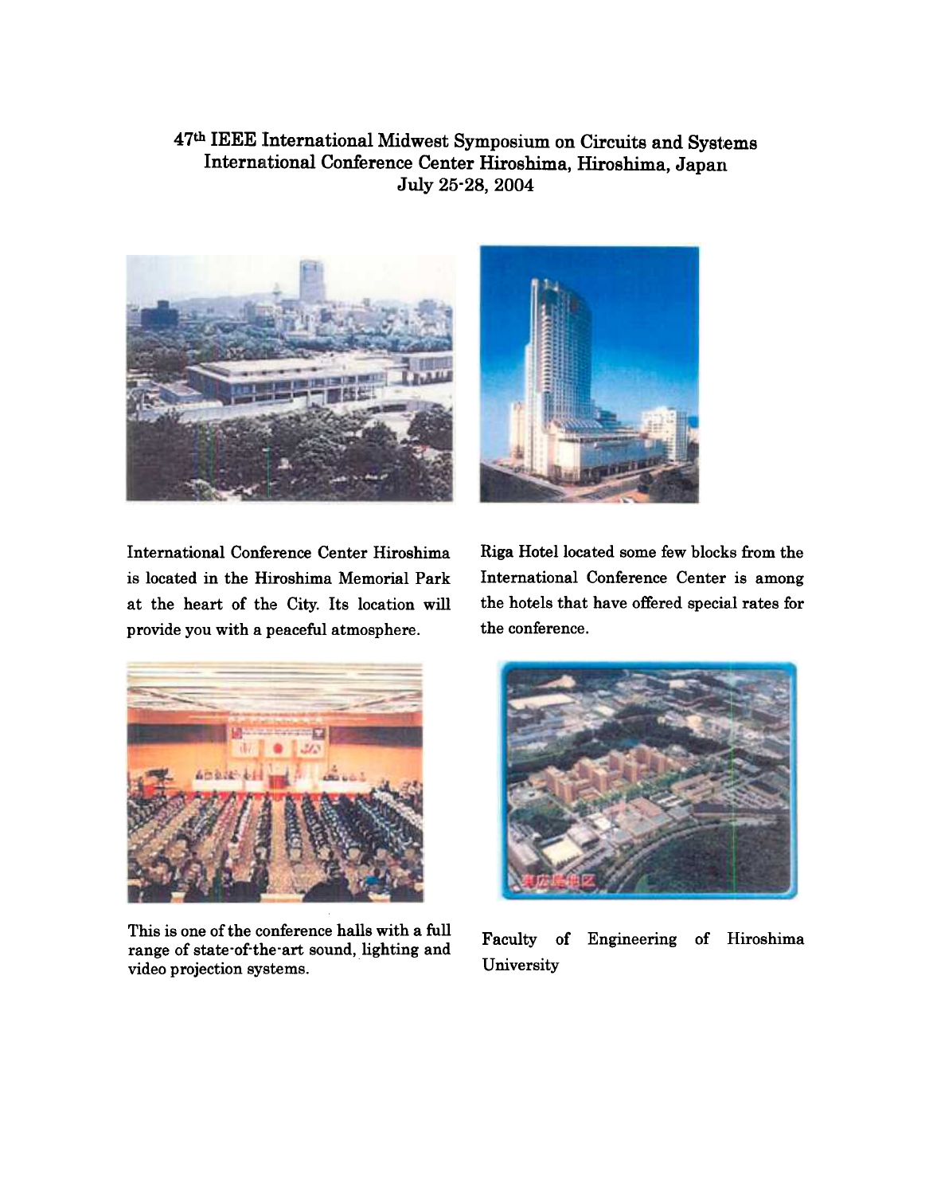47th IEEE International Midwest Symposium on Circuits and Systems
International Conference Center Hiroshima, Hiroshima, Japan
July 25-28, 2004

International Conference Center Hiroshima is located in the Hiroshima Memorial Park at the heart of the City. Its location will provide you with a peaceful atmosphere.

Riga Hotel located some few blocks from the International Conference Center is among the hotels that have offered special rates for the conference.

This is one of the conference halls with a full range of state-of-the-art sound, lighting and video projection systems.

Faculty of Engineering of Hiroshima University